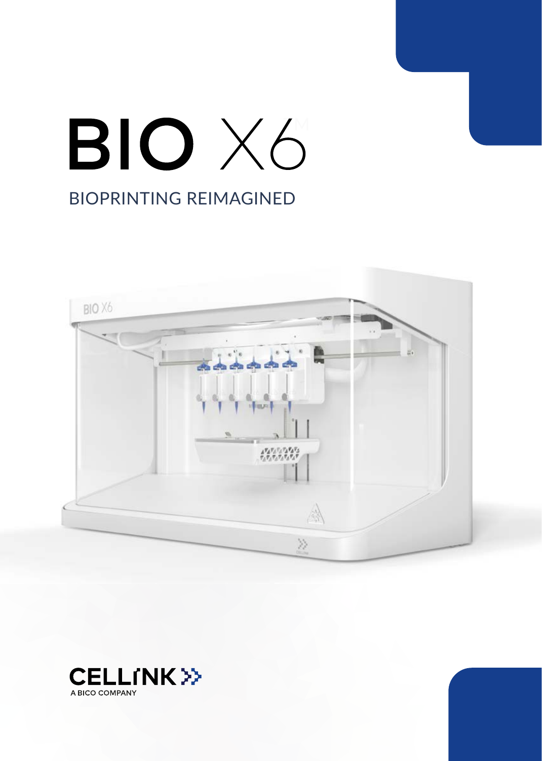# BIO X6™

BIOPRINTING REIMAGINED

CELLINK
A BICO COMPANY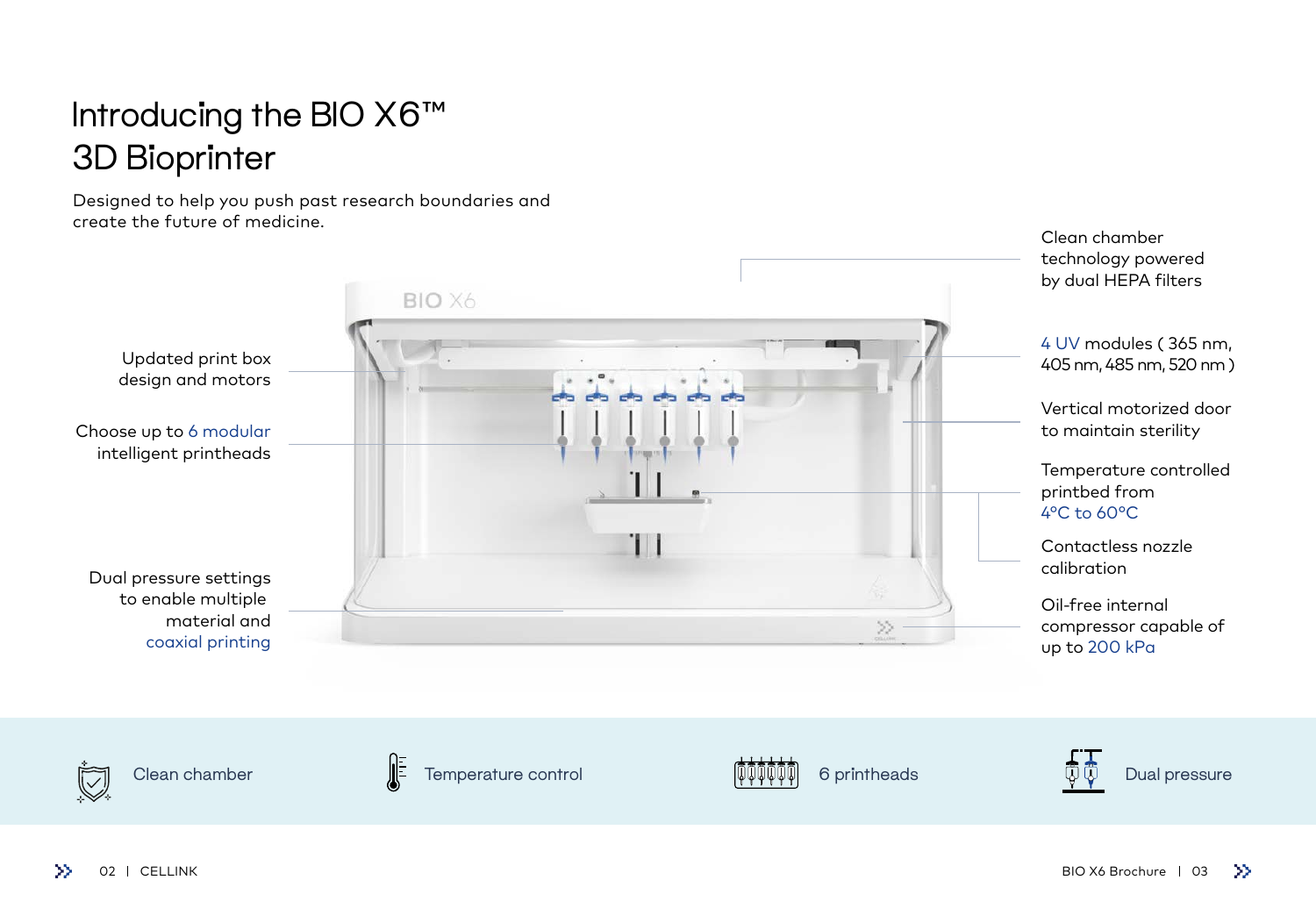# Introducing the BIO X6™ 3D Bioprinter

Designed to help you push past research boundaries and create the future of medicine.

Updated print box design and motors

Choose up to 6 modular intelligent printheads

Dual pressure settings to enable multiple material and coaxial printing

Clean chamber technology powered by dual HEPA filters

4 UV modules ( 365 nm, 405 nm, 485 nm, 520 nm )

Vertical motorized door to maintain sterility

Temperature controlled printbed from 4°C to 60°C

Contactless nozzle calibration

Oil-free internal compressor capable of up to 200 kPa

Clean chamber

Temperature control

6 printheads

Dual pressure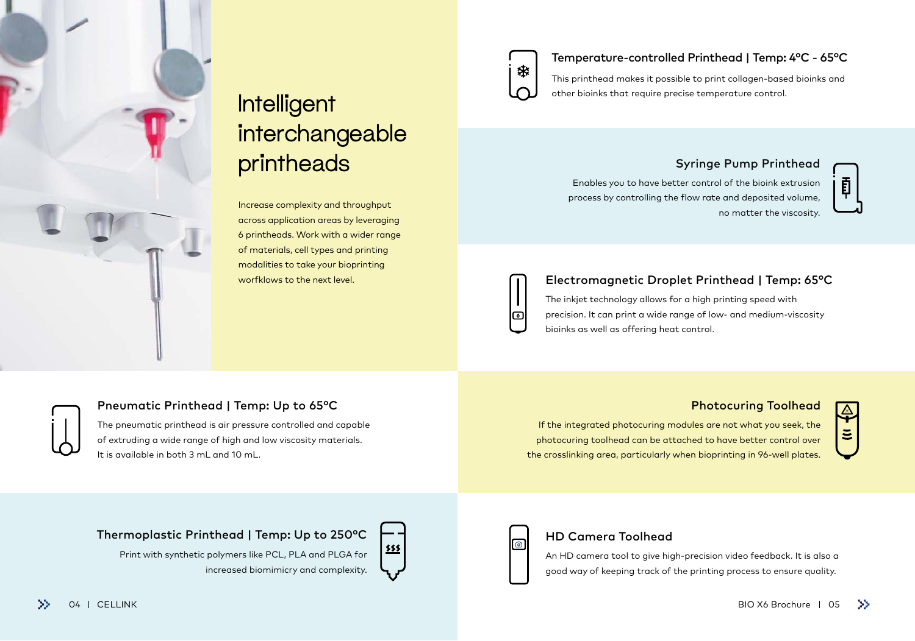# Intelligent interchangeable printheads

Increase complexity and throughput across application areas by leveraging 6 printheads. Work with a wider range of materials, cell types and printing modalities to take your bioprinting worfklows to the next level.

### Temperature-controlled Printhead | Temp: 4°C - 65°C

This printhead makes it possible to print collagen-based bioinks and other bioinks that require precise temperature control.

### Syringe Pump Printhead

Enables you to have better control of the bioink extrusion process by controlling the flow rate and deposited volume, no matter the viscosity.

### Electromagnetic Droplet Printhead | Temp: 65°C

The inkjet technology allows for a high printing speed with precision. It can print a wide range of low- and medium-viscosity bioinks as well as offering heat control.

### Pneumatic Printhead | Temp: Up to 65°C

The pneumatic printhead is air pressure controlled and capable of extruding a wide range of high and low viscosity materials. It is available in both 3 mL and 10 mL.

### Photocuring Toolhead

If the integrated photocuring modules are not what you seek, the photocuring toolhead can be attached to have better control over the crosslinking area, particularly when bioprinting in 96-well plates.

### Thermoplastic Printhead | Temp: Up to 250°C

Print with synthetic polymers like PCL, PLA and PLGA for increased biomimicry and complexity.

### HD Camera Toolhead

An HD camera tool to give high-precision video feedback. It is also a good way of keeping track of the printing process to ensure quality.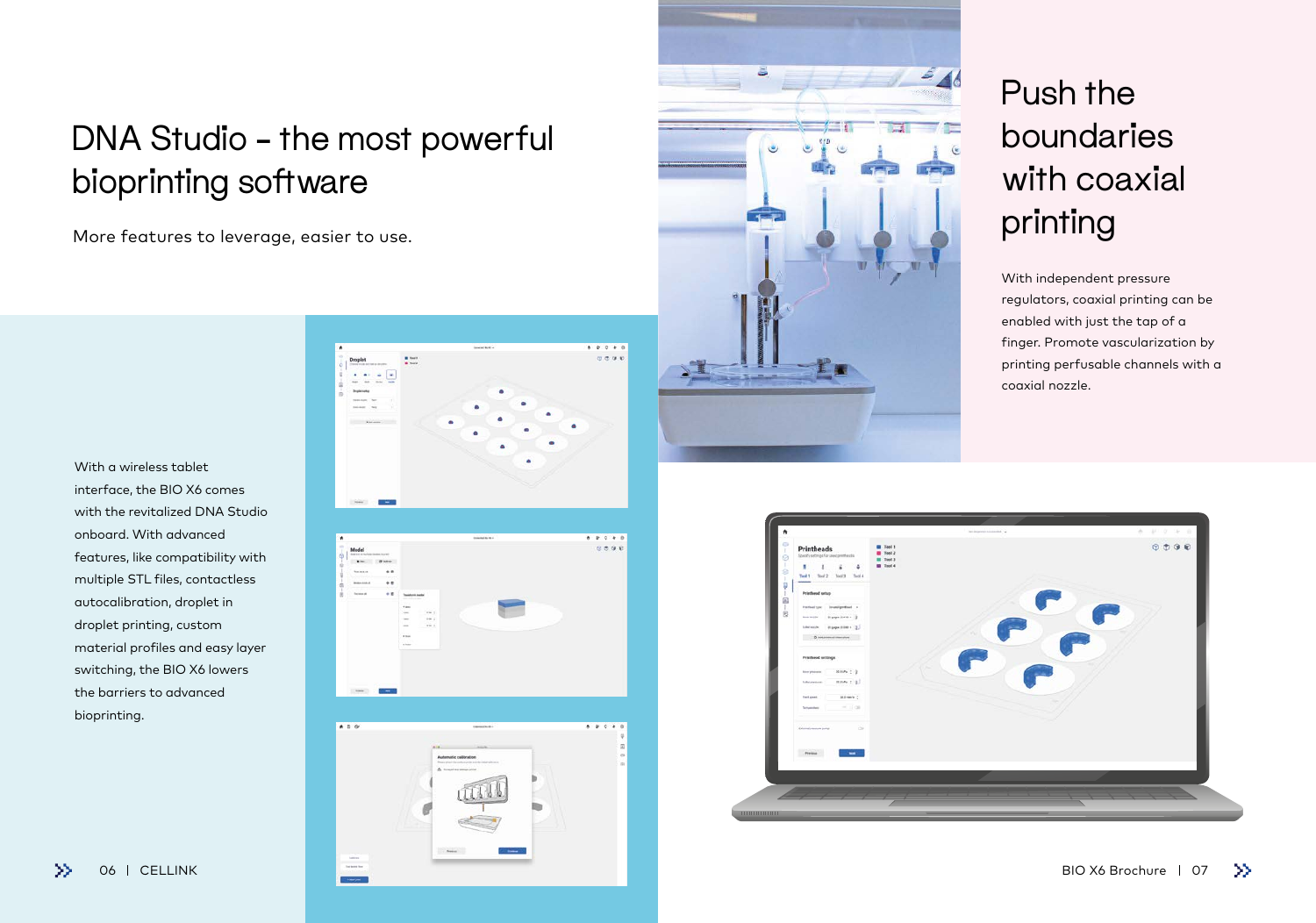# DNA Studio – the most powerful bioprinting software

More features to leverage, easier to use.

With a wireless tablet interface, the BIO X6 comes with the revitalized DNA Studio onboard. With advanced features, like compatibility with multiple STL files, contactless autocalibration, droplet in droplet printing, custom material profiles and easy layer switching, the BIO X6 lowers the barriers to advanced bioprinting.

# Push the boundaries with coaxial printing

With independent pressure regulators, coaxial printing can be enabled with just the tap of a finger. Promote vascularization by printing perfusable channels with a coaxial nozzle.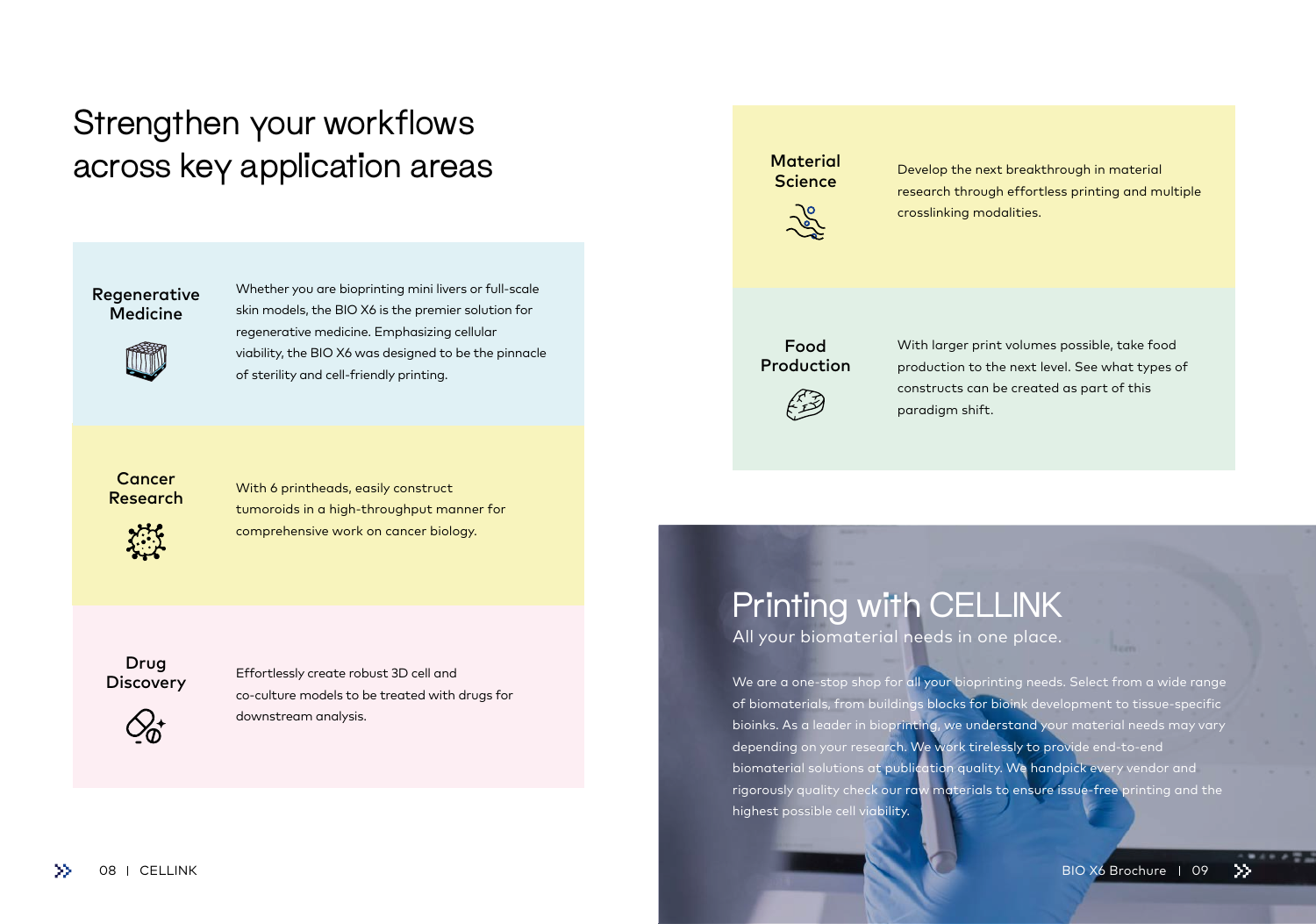# Strengthen your workflows across key application areas

### Regenerative Medicine

Whether you are bioprinting mini livers or full-scale skin models, the BIO X6 is the premier solution for regenerative medicine. Emphasizing cellular viability, the BIO X6 was designed to be the pinnacle of sterility and cell-friendly printing.

### Cancer Research

With 6 printheads, easily construct tumoroids in a high-throughput manner for comprehensive work on cancer biology.

### Drug Discovery

Effortlessly create robust 3D cell and co-culture models to be treated with drugs for downstream analysis.

### Material Science

Develop the next breakthrough in material research through effortless printing and multiple crosslinking modalities.

### Food Production

With larger print volumes possible, take food production to the next level. See what types of constructs can be created as part of this paradigm shift.

## Printing with CELLINK

All your biomaterial needs in one place.

We are a one-stop shop for all your bioprinting needs. Select from a wide range of biomaterials, from buildings blocks for bioink development to tissue-specific bioinks. As a leader in bioprinting, we understand your material needs may vary depending on your research. We work tirelessly to provide end-to-end biomaterial solutions at publication quality. We handpick every vendor and rigorously quality check our raw materials to ensure issue-free printing and the highest possible cell viability.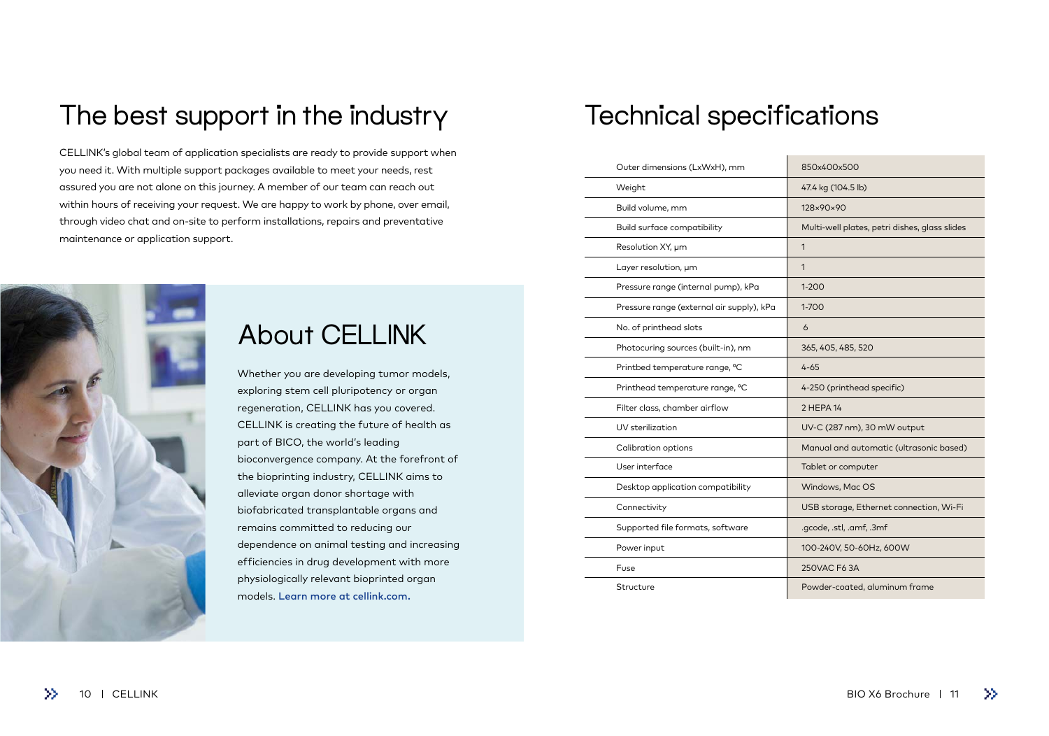# The best support in the industry

CELLINK's global team of application specialists are ready to provide support when you need it. With multiple support packages available to meet your needs, rest assured you are not alone on this journey. A member of our team can reach out within hours of receiving your request. We are happy to work by phone, over email, through video chat and on-site to perform installations, repairs and preventative maintenance or application support.

## About CELLINK

Whether you are developing tumor models, exploring stem cell pluripotency or organ regeneration, CELLINK has you covered. CELLINK is creating the future of health as part of BICO, the world's leading bioconvergence company. At the forefront of the bioprinting industry, CELLINK aims to alleviate organ donor shortage with biofabricated transplantable organs and remains committed to reducing our dependence on animal testing and increasing efficiencies in drug development with more physiologically relevant bioprinted organ models. Learn more at cellink.com.

# Technical specifications

| | |
|---|---|
| Outer dimensions (LxWxH), mm | 850x400x500 |
| Weight | 47.4 kg (104.5 lb) |
| Build volume, mm | 128×90×90 |
| Build surface compatibility | Multi-well plates, petri dishes, glass slides |
| Resolution XY, μm | 1 |
| Layer resolution, μm | 1 |
| Pressure range (internal pump), kPa | 1-200 |
| Pressure range (external air supply), kPa | 1-700 |
| No. of printhead slots | 6 |
| Photocuring sources (built-in), nm | 365, 405, 485, 520 |
| Printbed temperature range, °C | 4-65 |
| Printhead temperature range, °C | 4-250 (printhead specific) |
| Filter class, chamber airflow | 2 HEPA 14 |
| UV sterilization | UV-C (287 nm), 30 mW output |
| Calibration options | Manual and automatic (ultrasonic based) |
| User interface | Tablet or computer |
| Desktop application compatibility | Windows, Mac OS |
| Connectivity | USB storage, Ethernet connection, Wi-Fi |
| Supported file formats, software | .gcode, .stl, .amf, .3mf |
| Power input | 100-240V, 50-60Hz, 600W |
| Fuse | 250VAC F6 3A |
| Structure | Powder-coated, aluminum frame |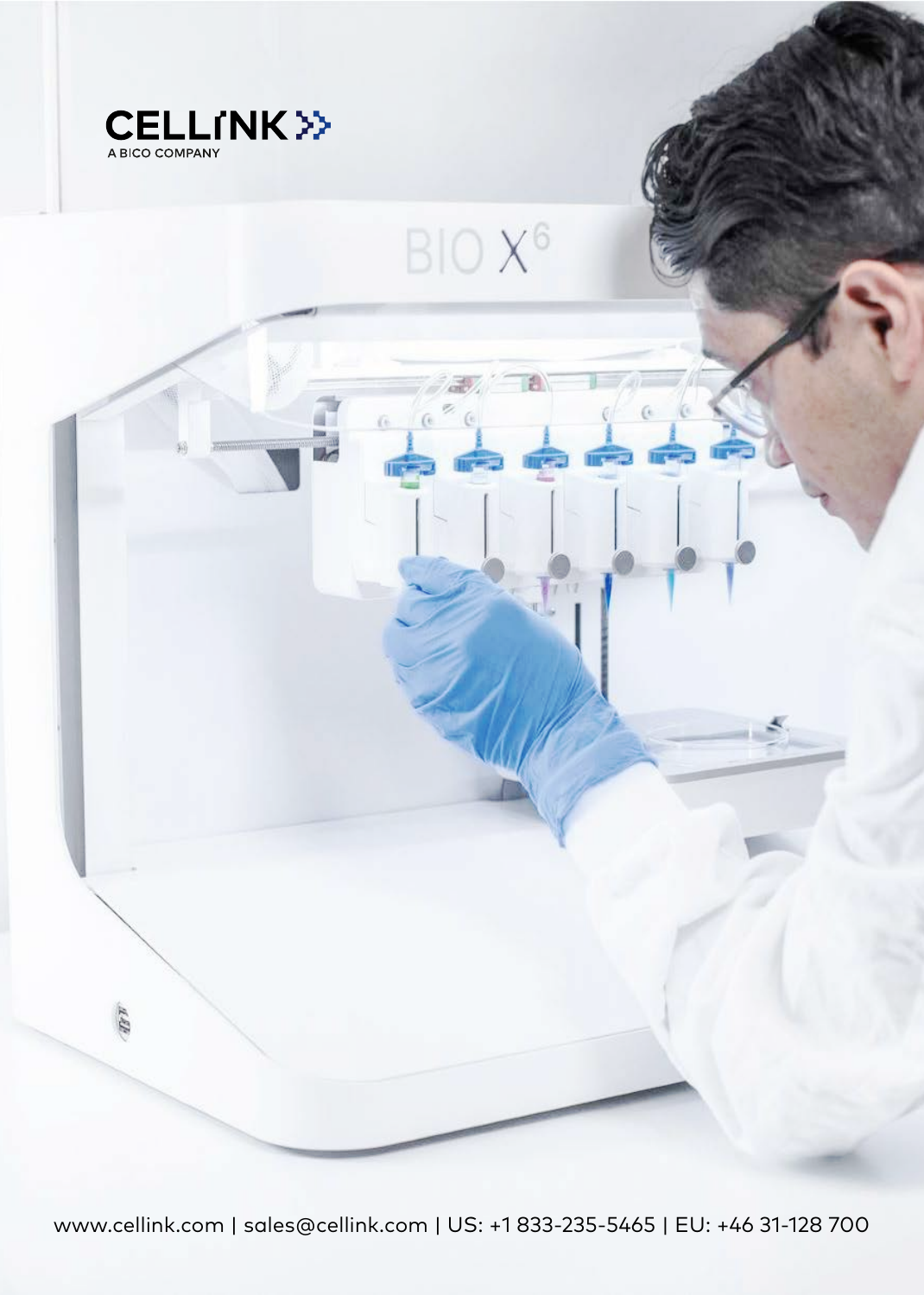CELLINK
A BICO COMPANY

www.cellink.com | sales@cellink.com | US: +1 833-235-5465 | EU: +46 31-128 700